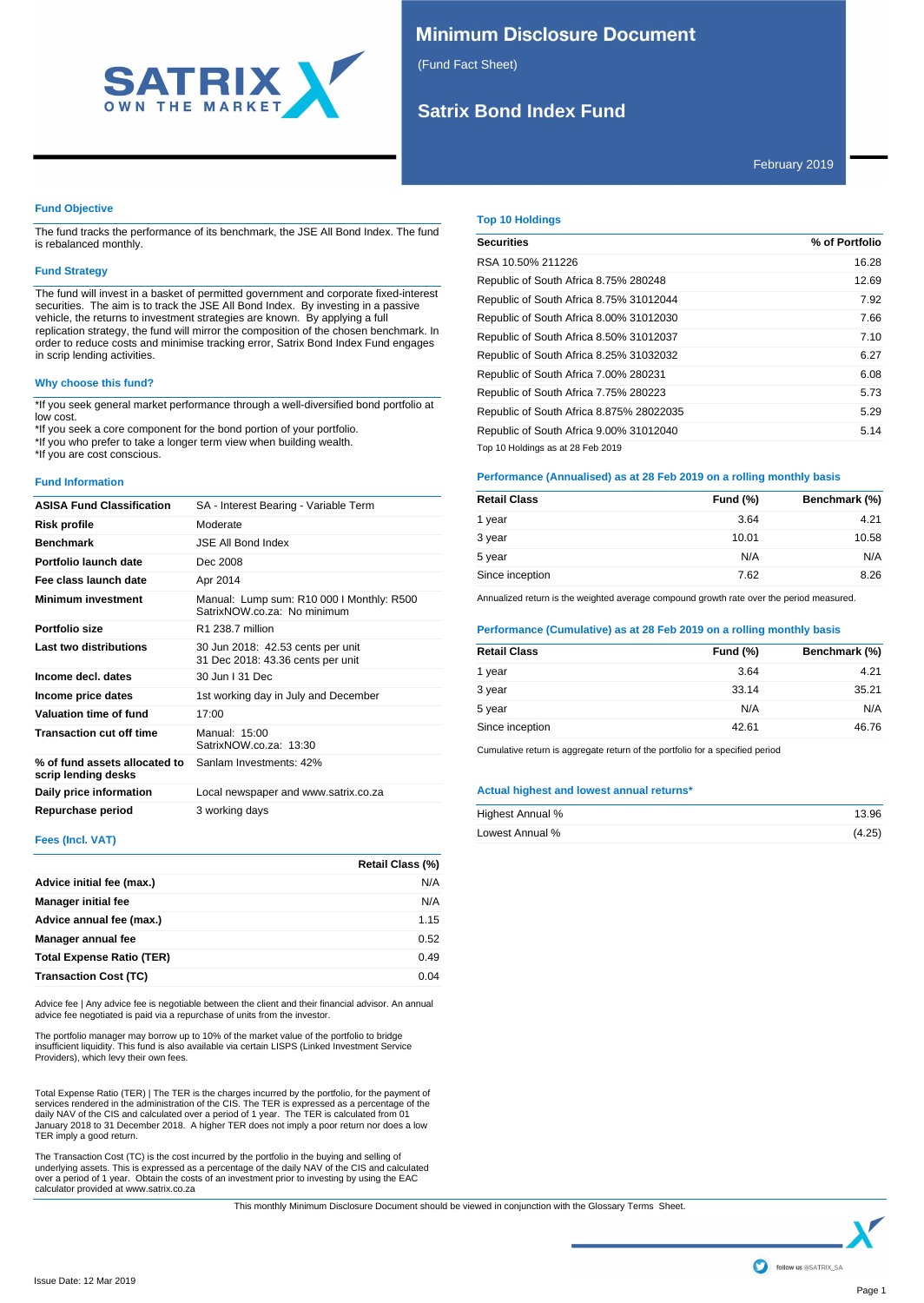# Minimum Disclosure Document

(Fund Fact Sheet)

## Satrix Bond Index Fund

February 2019

### Fund Objective

The fund tracks the performance of its benchmark, the JSE All Bond Index. The fund is rebalanced monthly.

### Fund Strategy

The fund will invest in a basket of permitted government and corporate fixed-interest securities. The aim is to track the JSE All Bond Index. By investing in a passive vehicle, the returns to investment strategies are known. By applying a full replication strategy, the fund will mirror the composition of the chosen benchmark. In order to reduce costs and minimise tracking error, Satrix Bond Index Fund engages in scrip lending activities.

### Why choose this fund?

*If you seek general market performance through a well-diversified bond portfolio at low cost.
*If you seek a core component for the bond portion of your portfolio.
*If you who prefer to take a longer term view when building wealth.
*If you are cost conscious.

### Fund Information

| | |
|---|---|
| **ASISA Fund Classification** | SA - Interest Bearing - Variable Term |
| **Risk profile** | Moderate |
| **Benchmark** | JSE All Bond Index |
| **Portfolio launch date** | Dec 2008 |
| **Fee class launch date** | Apr 2014 |
| **Minimum investment** | Manual: Lump sum: R10 000 I Monthly: R500<br>SatrixNOW.co.za: No minimum |
| **Portfolio size** | R1 238.7 million |
| **Last two distributions** | 30 Jun 2018: 42.53 cents per unit<br>31 Dec 2018: 43.36 cents per unit |
| **Income decl. dates** | 30 Jun I 31 Dec |
| **Income price dates** | 1st working day in July and December |
| **Valuation time of fund** | 17:00 |
| **Transaction cut off time** | Manual: 15:00<br>SatrixNOW.co.za: 13:30 |
| **% of fund assets allocated to scrip lending desks** | Sanlam Investments: 42% |
| **Daily price information** | Local newspaper and www.satrix.co.za |
| **Repurchase period** | 3 working days |

### Fees (Incl. VAT)

| | Retail Class (%) |
|---|---|
| **Advice initial fee (max.)** | N/A |
| **Manager initial fee** | N/A |
| **Advice annual fee (max.)** | 1.15 |
| **Manager annual fee** | 0.52 |
| **Total Expense Ratio (TER)** | 0.49 |
| **Transaction Cost (TC)** | 0.04 |

Advice fee | Any advice fee is negotiable between the client and their financial advisor. An annual advice fee negotiated is paid via a repurchase of units from the investor.

The portfolio manager may borrow up to 10% of the market value of the portfolio to bridge insufficient liquidity. This fund is also available via certain LISPS (Linked Investment Service Providers), which levy their own fees.

Total Expense Ratio (TER) | The TER is the charges incurred by the portfolio, for the payment of services rendered in the administration of the CIS. The TER is expressed as a percentage of the daily NAV of the CIS and calculated over a period of 1 year. The TER is calculated from 01 January 2018 to 31 December 2018. A higher TER does not imply a poor return nor does a low TER imply a good return.

The Transaction Cost (TC) is the cost incurred by the portfolio in the buying and selling of underlying assets. This is expressed as a percentage of the daily NAV of the CIS and calculated over a period of 1 year. Obtain the costs of an investment prior to investing by using the EAC calculator provided at www.satrix.co.za

### Top 10 Holdings

| Securities | % of Portfolio |
|---|---|
| RSA 10.50% 211226 | 16.28 |
| Republic of South Africa 8.75% 280248 | 12.69 |
| Republic of South Africa 8.75% 31012044 | 7.92 |
| Republic of South Africa 8.00% 31012030 | 7.66 |
| Republic of South Africa 8.50% 31012037 | 7.10 |
| Republic of South Africa 8.25% 31032032 | 6.27 |
| Republic of South Africa 7.00% 280231 | 6.08 |
| Republic of South Africa 7.75% 280223 | 5.73 |
| Republic of South Africa 8.875% 28022035 | 5.29 |
| Republic of South Africa 9.00% 31012040 | 5.14 |

Top 10 Holdings as at 28 Feb 2019

### Performance (Annualised) as at 28 Feb 2019 on a rolling monthly basis

| Retail Class | Fund (%) | Benchmark (%) |
|---|---|---|
| 1 year | 3.64 | 4.21 |
| 3 year | 10.01 | 10.58 |
| 5 year | N/A | N/A |
| Since inception | 7.62 | 8.26 |

Annualized return is the weighted average compound growth rate over the period measured.

### Performance (Cumulative) as at 28 Feb 2019 on a rolling monthly basis

| Retail Class | Fund (%) | Benchmark (%) |
|---|---|---|
| 1 year | 3.64 | 4.21 |
| 3 year | 33.14 | 35.21 |
| 5 year | N/A | N/A |
| Since inception | 42.61 | 46.76 |

Cumulative return is aggregate return of the portfolio for a specified period

### Actual highest and lowest annual returns*

| | |
|---|---|
| Highest Annual % | 13.96 |
| Lowest Annual % | (4.25) |

This monthly Minimum Disclosure Document should be viewed in conjunction with the Glossary Terms Sheet.

follow us @SATRIX_SA

Issue Date: 12 Mar 2019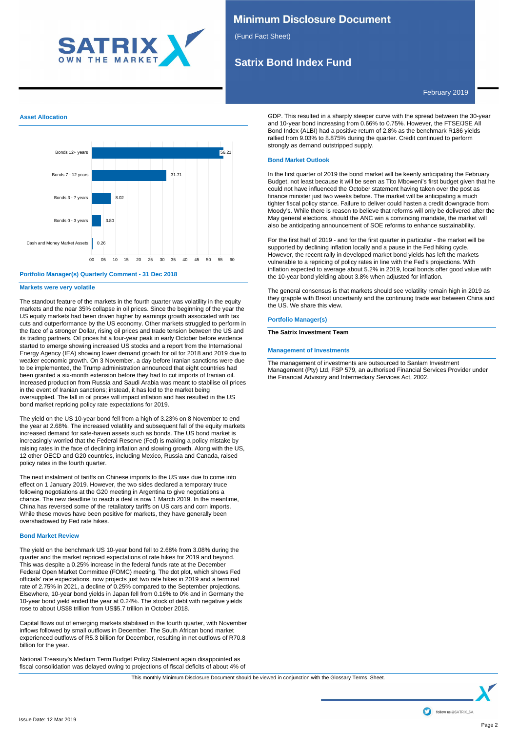# Minimum Disclosure Document

(Fund Fact Sheet)

## Satrix Bond Index Fund

February 2019

### Asset Allocation

Bonds 12+ years
56.21
Bonds 7 - 12 years
31.71
Bonds 3 - 7 years
8.02
Bonds 0 - 3 years
3.80
Cash and Money Market Assets
0.26

00 05 10 15 20 25 30 35 40 45 50 55 60

### Portfolio Manager(s) Quarterly Comment - 31 Dec 2018

#### Markets were very volatile

The standout feature of the markets in the fourth quarter was volatility in the equity markets and the near 35% collapse in oil prices. Since the beginning of the year the US equity markets had been driven higher by earnings growth associated with tax cuts and outperformance by the US economy. Other markets struggled to perform in the face of a stronger Dollar, rising oil prices and trade tension between the US and its trading partners. Oil prices hit a four-year peak in early October before evidence started to emerge showing increased US stocks and a report from the International Energy Agency (IEA) showing lower demand growth for oil for 2018 and 2019 due to weaker economic growth. On 3 November, a day before Iranian sanctions were due to be implemented, the Trump administration announced that eight countries had been granted a six-month extension before they had to cut imports of Iranian oil. Increased production from Russia and Saudi Arabia was meant to stabilise oil prices in the event of Iranian sanctions; instead, it has led to the market being oversupplied. The fall in oil prices will impact inflation and has resulted in the US bond market repricing policy rate expectations for 2019.

The yield on the US 10-year bond fell from a high of 3.23% on 8 November to end the year at 2.68%. The increased volatility and subsequent fall of the equity markets increased demand for safe-haven assets such as bonds. The US bond market is increasingly worried that the Federal Reserve (Fed) is making a policy mistake by raising rates in the face of declining inflation and slowing growth. Along with the US, 12 other OECD and G20 countries, including Mexico, Russia and Canada, raised policy rates in the fourth quarter.

The next instalment of tariffs on Chinese imports to the US was due to come into effect on 1 January 2019. However, the two sides declared a temporary truce following negotiations at the G20 meeting in Argentina to give negotiations a chance. The new deadline to reach a deal is now 1 March 2019. In the meantime, China has reversed some of the retaliatory tariffs on US cars and corn imports. While these moves have been positive for markets, they have generally been overshadowed by Fed rate hikes.

#### Bond Market Review

The yield on the benchmark US 10-year bond fell to 2.68% from 3.08% during the quarter and the market repriced expectations of rate hikes for 2019 and beyond. This was despite a 0.25% increase in the federal funds rate at the December Federal Open Market Committee (FOMC) meeting. The dot plot, which shows Fed officials' rate expectations, now projects just two rate hikes in 2019 and a terminal rate of 2.75% in 2021, a decline of 0.25% compared to the September projections. Elsewhere, 10-year bond yields in Japan fell from 0.16% to 0% and in Germany the 10-year bond yield ended the year at 0.24%. The stock of debt with negative yields rose to about US$8 trillion from US$5.7 trillion in October 2018.

Capital flows out of emerging markets stabilised in the fourth quarter, with November inflows followed by small outflows in December. The South African bond market experienced outflows of R5.3 billion for December, resulting in net outflows of R70.8 billion for the year.

National Treasury's Medium Term Budget Policy Statement again disappointed as fiscal consolidation was delayed owing to projections of fiscal deficits of about 4% of GDP. This resulted in a sharply steeper curve with the spread between the 30-year and 10-year bond increasing from 0.66% to 0.75%. However, the FTSE/JSE All Bond Index (ALBI) had a positive return of 2.8% as the benchmark R186 yields rallied from 9.03% to 8.875% during the quarter. Credit continued to perform strongly as demand outstripped supply.

#### Bond Market Outlook

In the first quarter of 2019 the bond market will be keenly anticipating the February Budget, not least because it will be seen as Tito Mboweni's first budget given that he could not have influenced the October statement having taken over the post as finance minister just two weeks before. The market will be anticipating a much tighter fiscal policy stance. Failure to deliver could hasten a credit downgrade from Moody's. While there is reason to believe that reforms will only be delivered after the May general elections, should the ANC win a convincing mandate, the market will also be anticipating announcement of SOE reforms to enhance sustainability.

For the first half of 2019 - and for the first quarter in particular - the market will be supported by declining inflation locally and a pause in the Fed hiking cycle. However, the recent rally in developed market bond yields has left the markets vulnerable to a repricing of policy rates in line with the Fed's projections. With inflation expected to average about 5.2% in 2019, local bonds offer good value with the 10-year bond yielding about 3.8% when adjusted for inflation.

The general consensus is that markets should see volatility remain high in 2019 as they grapple with Brexit uncertainly and the continuing trade war between China and the US. We share this view.

### Portfolio Manager(s)

**The Satrix Investment Team**

### Management of Investments

The management of investments are outsourced to Sanlam Investment Management (Pty) Ltd, FSP 579, an authorised Financial Services Provider under the Financial Advisory and Intermediary Services Act, 2002.

This monthly Minimum Disclosure Document should be viewed in conjunction with the Glossary Terms Sheet.

Issue Date: 12 Mar 2019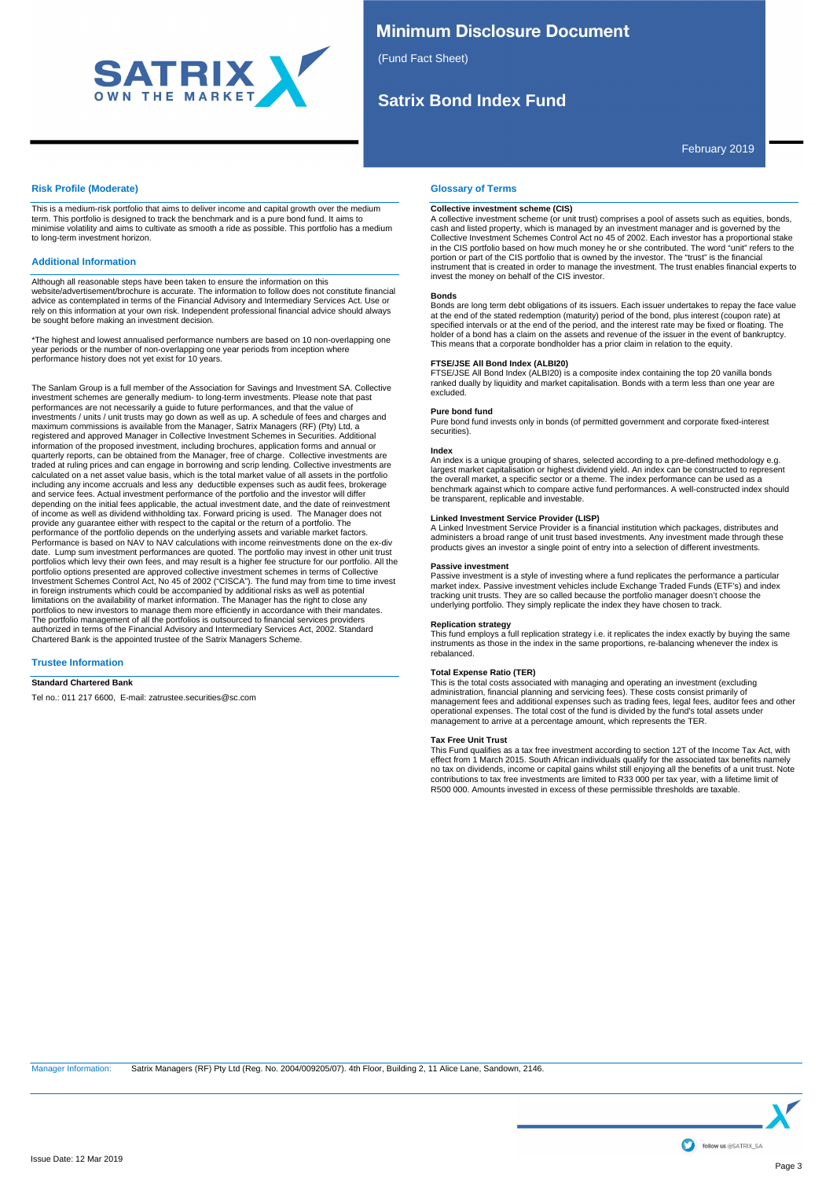# Minimum Disclosure Document

(Fund Fact Sheet)

## Satrix Bond Index Fund

February 2019

### Risk Profile (Moderate)

This is a medium-risk portfolio that aims to deliver income and capital growth over the medium term. This portfolio is designed to track the benchmark and is a pure bond fund. It aims to minimise volatility and aims to cultivate as smooth a ride as possible. This portfolio has a medium to long-term investment horizon.

### Additional Information

Although all reasonable steps have been taken to ensure the information on this website/advertisement/brochure is accurate. The information to follow does not constitute financial advice as contemplated in terms of the Financial Advisory and Intermediary Services Act. Use or rely on this information at your own risk. Independent professional financial advice should always be sought before making an investment decision.

*The highest and lowest annualised performance numbers are based on 10 non-overlapping one year periods or the number of non-overlapping one year periods from inception where performance history does not yet exist for 10 years.

The Sanlam Group is a full member of the Association for Savings and Investment SA. Collective investment schemes are generally medium- to long-term investments. Please note that past performances are not necessarily a guide to future performances, and that the value of investments / units / unit trusts may go down as well as up. A schedule of fees and charges and maximum commissions is available from the Manager, Satrix Managers (RF) (Pty) Ltd, a registered and approved Manager in Collective Investment Schemes in Securities. Additional information of the proposed investment, including brochures, application forms and annual or quarterly reports, can be obtained from the Manager, free of charge. Collective investments are traded at ruling prices and can engage in borrowing and scrip lending. Collective investments are calculated on a net asset value basis, which is the total market value of all assets in the portfolio including any income accruals and less any deductible expenses such as audit fees, brokerage and service fees. Actual investment performance of the portfolio and the investor will differ depending on the initial fees applicable, the actual investment date, and the date of reinvestment of income as well as dividend withholding tax. Forward pricing is used. The Manager does not provide any guarantee either with respect to the capital or the return of a portfolio. The performance of the portfolio depends on the underlying assets and variable market factors. Performance is based on NAV to NAV calculations with income reinvestments done on the ex-div date. Lump sum investment performances are quoted. The portfolio may invest in other unit trust portfolios which levy their own fees, and may result is a higher fee structure for our portfolio. All the portfolio options presented are approved collective investment schemes in terms of Collective Investment Schemes Control Act, No 45 of 2002 ("CISCA"). The fund may from time to time invest in foreign instruments which could be accompanied by additional risks as well as potential limitations on the availability of market information. The Manager has the right to close any portfolios to new investors to manage them more efficiently in accordance with their mandates. The portfolio management of all the portfolios is outsourced to financial services providers authorized in terms of the Financial Advisory and Intermediary Services Act, 2002. Standard Chartered Bank is the appointed trustee of the Satrix Managers Scheme.

### Trustee Information

**Standard Chartered Bank**

Tel no.: 011 217 6600, E-mail: zatrustee.securities@sc.com

### Glossary of Terms

**Collective investment scheme (CIS)**
A collective investment scheme (or unit trust) comprises a pool of assets such as equities, bonds, cash and listed property, which is managed by an investment manager and is governed by the Collective Investment Schemes Control Act no 45 of 2002. Each investor has a proportional stake in the CIS portfolio based on how much money he or she contributed. The word "unit" refers to the portion or part of the CIS portfolio that is owned by the investor. The "trust" is the financial instrument that is created in order to manage the investment. The trust enables financial experts to invest the money on behalf of the CIS investor.

**Bonds**
Bonds are long term debt obligations of its issuers. Each issuer undertakes to repay the face value at the end of the stated redemption (maturity) period of the bond, plus interest (coupon rate) at specified intervals or at the end of the period, and the interest rate may be fixed or floating. The holder of a bond has a claim on the assets and revenue of the issuer in the event of bankruptcy. This means that a corporate bondholder has a prior claim in relation to the equity.

**FTSE/JSE All Bond Index (ALBI20)**
FTSE/JSE All Bond Index (ALBI20) is a composite index containing the top 20 vanilla bonds ranked dually by liquidity and market capitalisation. Bonds with a term less than one year are excluded.

**Pure bond fund**
Pure bond fund invests only in bonds (of permitted government and corporate fixed-interest securities).

**Index**
An index is a unique grouping of shares, selected according to a pre-defined methodology e.g. largest market capitalisation or highest dividend yield. An index can be constructed to represent the overall market, a specific sector or a theme. The index performance can be used as a benchmark against which to compare active fund performances. A well-constructed index should be transparent, replicable and investable.

**Linked Investment Service Provider (LISP)**
A Linked Investment Service Provider is a financial institution which packages, distributes and administers a broad range of unit trust based investments. Any investment made through these products gives an investor a single point of entry into a selection of different investments.

**Passive investment**
Passive investment is a style of investing where a fund replicates the performance a particular market index. Passive investment vehicles include Exchange Traded Funds (ETF's) and index tracking unit trusts. They are so called because the portfolio manager doesn't choose the underlying portfolio. They simply replicate the index they have chosen to track.

**Replication strategy**
This fund employs a full replication strategy i.e. it replicates the index exactly by buying the same instruments as those in the index in the same proportions, re-balancing whenever the index is rebalanced.

**Total Expense Ratio (TER)**
This is the total costs associated with managing and operating an investment (excluding administration, financial planning and servicing fees). These costs consist primarily of management fees and additional expenses such as trading fees, legal fees, auditor fees and other operational expenses. The total cost of the fund is divided by the fund's total assets under management to arrive at a percentage amount, which represents the TER.

**Tax Free Unit Trust**
This Fund qualifies as a tax free investment according to section 12T of the Income Tax Act, with effect from 1 March 2015. South African individuals qualify for the associated tax benefits namely no tax on dividends, income or capital gains whilst still enjoying all the benefits of a unit trust. Note contributions to tax free investments are limited to R33 000 per tax year, with a lifetime limit of R500 000. Amounts invested in excess of these permissible thresholds are taxable.

Manager Information: Satrix Managers (RF) Pty Ltd (Reg. No. 2004/009205/07). 4th Floor, Building 2, 11 Alice Lane, Sandown, 2146.

Issue Date: 12 Mar 2019